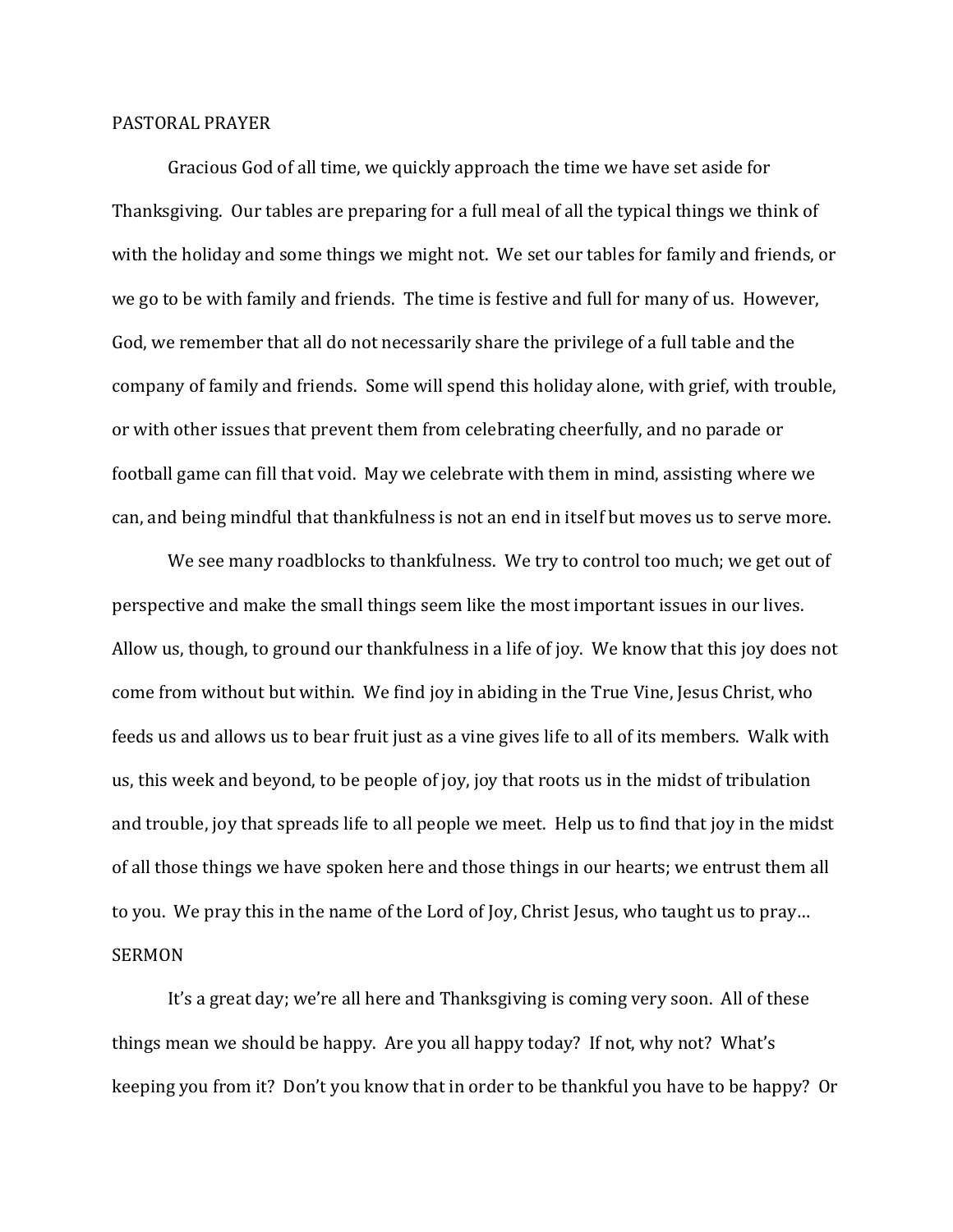## PASTORAL PRAYER

Gracious God of all time, we quickly approach the time we have set aside for Thanksgiving. Our tables are preparing for a full meal of all the typical things we think of with the holiday and some things we might not. We set our tables for family and friends, or we go to be with family and friends. The time is festive and full for many of us. However, God, we remember that all do not necessarily share the privilege of a full table and the company of family and friends. Some will spend this holiday alone, with grief, with trouble, or with other issues that prevent them from celebrating cheerfully, and no parade or football game can fill that void. May we celebrate with them in mind, assisting where we can, and being mindful that thankfulness is not an end in itself but moves us to serve more.

We see many roadblocks to thankfulness. We try to control too much; we get out of perspective and make the small things seem like the most important issues in our lives. Allow us, though, to ground our thankfulness in a life of joy. We know that this joy does not come from without but within. We find joy in abiding in the True Vine, Jesus Christ, who feeds us and allows us to bear fruit just as a vine gives life to all of its members. Walk with us, this week and beyond, to be people of joy, joy that roots us in the midst of tribulation and trouble, joy that spreads life to all people we meet. Help us to find that joy in the midst of all those things we have spoken here and those things in our hearts; we entrust them all to you. We pray this in the name of the Lord of Joy, Christ Jesus, who taught us to pray…

## SERMON

It's a great day; we're all here and Thanksgiving is coming very soon. All of these things mean we should be happy. Are you all happy today? If not, why not? What's keeping you from it? Don't you know that in order to be thankful you have to be happy? Or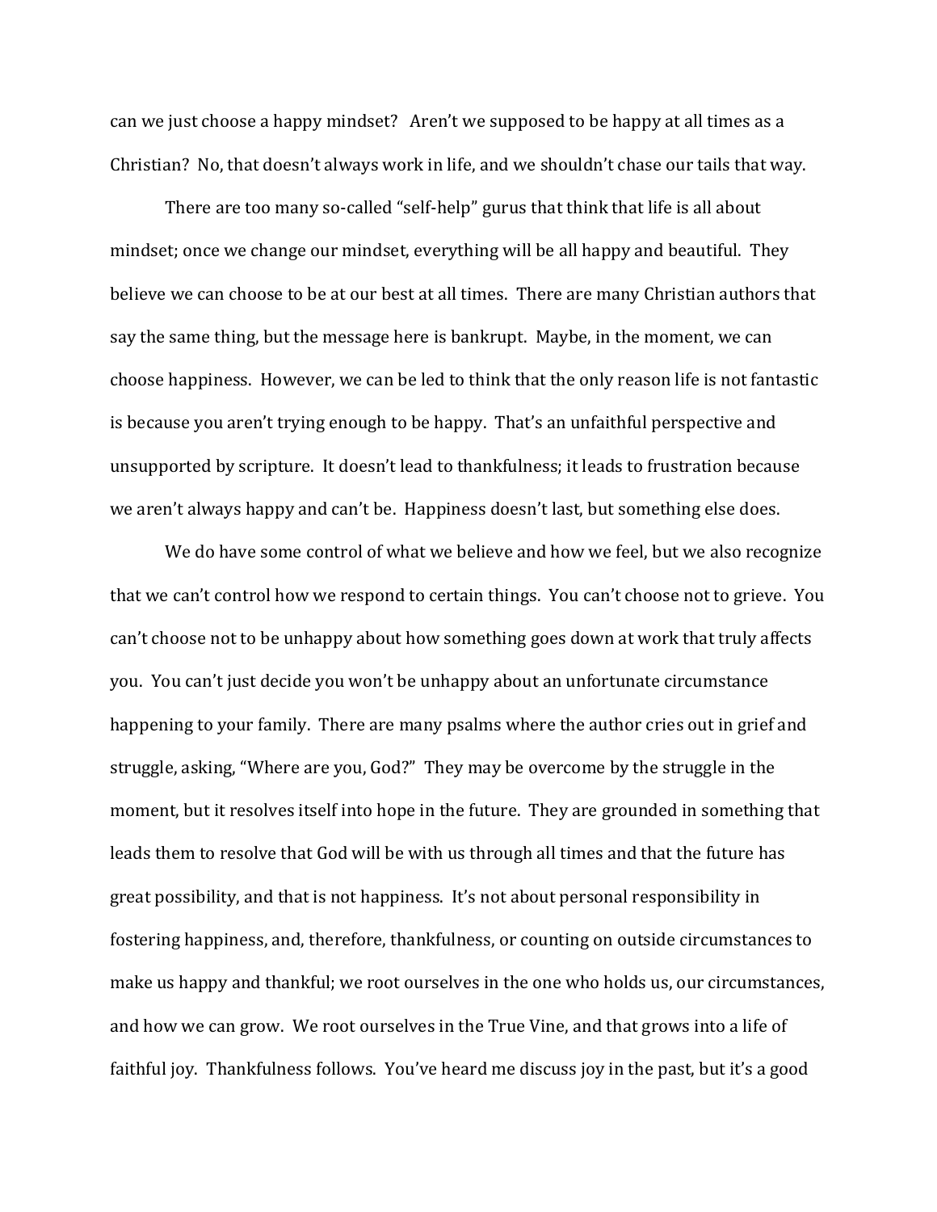can we just choose a happy mindset? Aren't we supposed to be happy at all times as a Christian? No, that doesn't always work in life, and we shouldn't chase our tails that way.

There are too many so-called "self-help" gurus that think that life is all about mindset; once we change our mindset, everything will be all happy and beautiful. They believe we can choose to be at our best at all times. There are many Christian authors that say the same thing, but the message here is bankrupt. Maybe, in the moment, we can choose happiness. However, we can be led to think that the only reason life is not fantastic is because you aren't trying enough to be happy. That's an unfaithful perspective and unsupported by scripture. It doesn't lead to thankfulness; it leads to frustration because we aren't always happy and can't be. Happiness doesn't last, but something else does.

We do have some control of what we believe and how we feel, but we also recognize that we can't control how we respond to certain things. You can't choose not to grieve. You can't choose not to be unhappy about how something goes down at work that truly affects you. You can't just decide you won't be unhappy about an unfortunate circumstance happening to your family. There are many psalms where the author cries out in grief and struggle, asking, "Where are you, God?" They may be overcome by the struggle in the moment, but it resolves itself into hope in the future. They are grounded in something that leads them to resolve that God will be with us through all times and that the future has great possibility, and that is not happiness. It's not about personal responsibility in fostering happiness, and, therefore, thankfulness, or counting on outside circumstances to make us happy and thankful; we root ourselves in the one who holds us, our circumstances, and how we can grow. We root ourselves in the True Vine, and that grows into a life of faithful joy. Thankfulness follows. You've heard me discuss joy in the past, but it's a good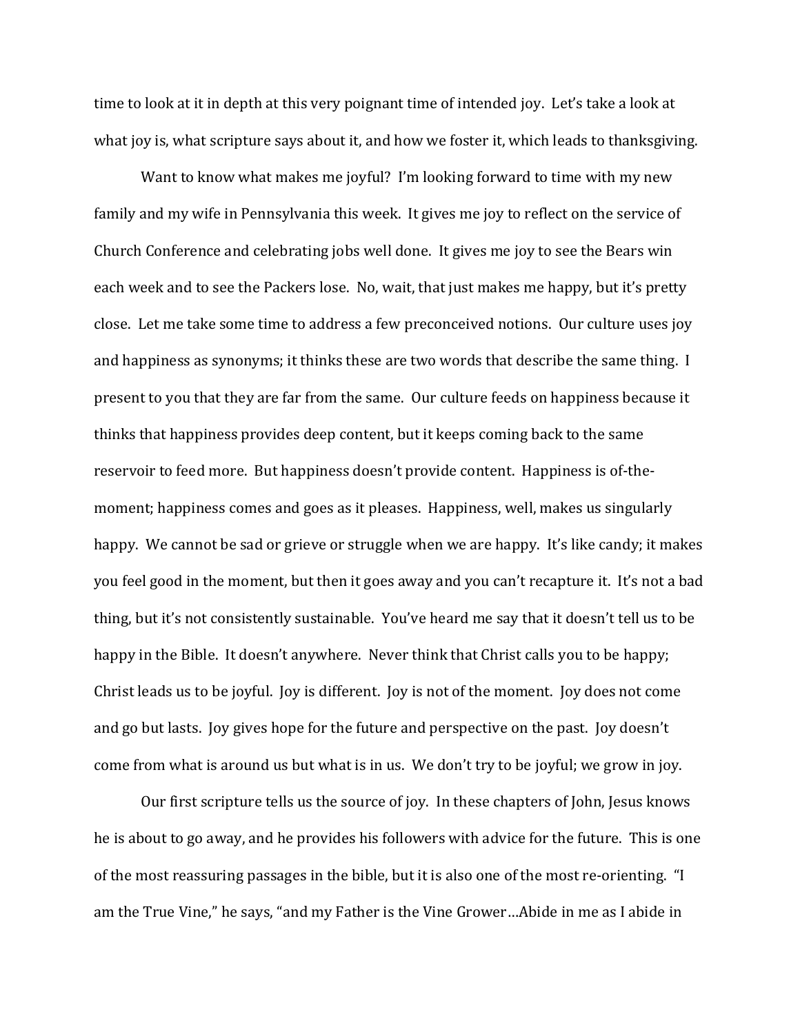time to look at it in depth at this very poignant time of intended joy. Let's take a look at what joy is, what scripture says about it, and how we foster it, which leads to thanksgiving.

Want to know what makes me joyful? I'm looking forward to time with my new family and my wife in Pennsylvania this week. It gives me joy to reflect on the service of Church Conference and celebrating jobs well done. It gives me joy to see the Bears win each week and to see the Packers lose. No, wait, that just makes me happy, but it's pretty close. Let me take some time to address a few preconceived notions. Our culture uses joy and happiness as synonyms; it thinks these are two words that describe the same thing. I present to you that they are far from the same. Our culture feeds on happiness because it thinks that happiness provides deep content, but it keeps coming back to the same reservoir to feed more. But happiness doesn't provide content. Happiness is of-the-moment; happiness comes and goes as it pleases. Happiness, well, makes us singularly happy. We cannot be sad or grieve or struggle when we are happy. It's like candy; it makes you feel good in the moment, but then it goes away and you can't recapture it. It's not a bad thing, but it's not consistently sustainable. You've heard me say that it doesn't tell us to be happy in the Bible. It doesn't anywhere. Never think that Christ calls you to be happy; Christ leads us to be joyful. Joy is different. Joy is not of the moment. Joy does not come and go but lasts. Joy gives hope for the future and perspective on the past. Joy doesn't come from what is around us but what is in us. We don't try to be joyful; we grow in joy.

Our first scripture tells us the source of joy. In these chapters of John, Jesus knows he is about to go away, and he provides his followers with advice for the future. This is one of the most reassuring passages in the bible, but it is also one of the most re-orienting. "I am the True Vine," he says, "and my Father is the Vine Grower…Abide in me as I abide in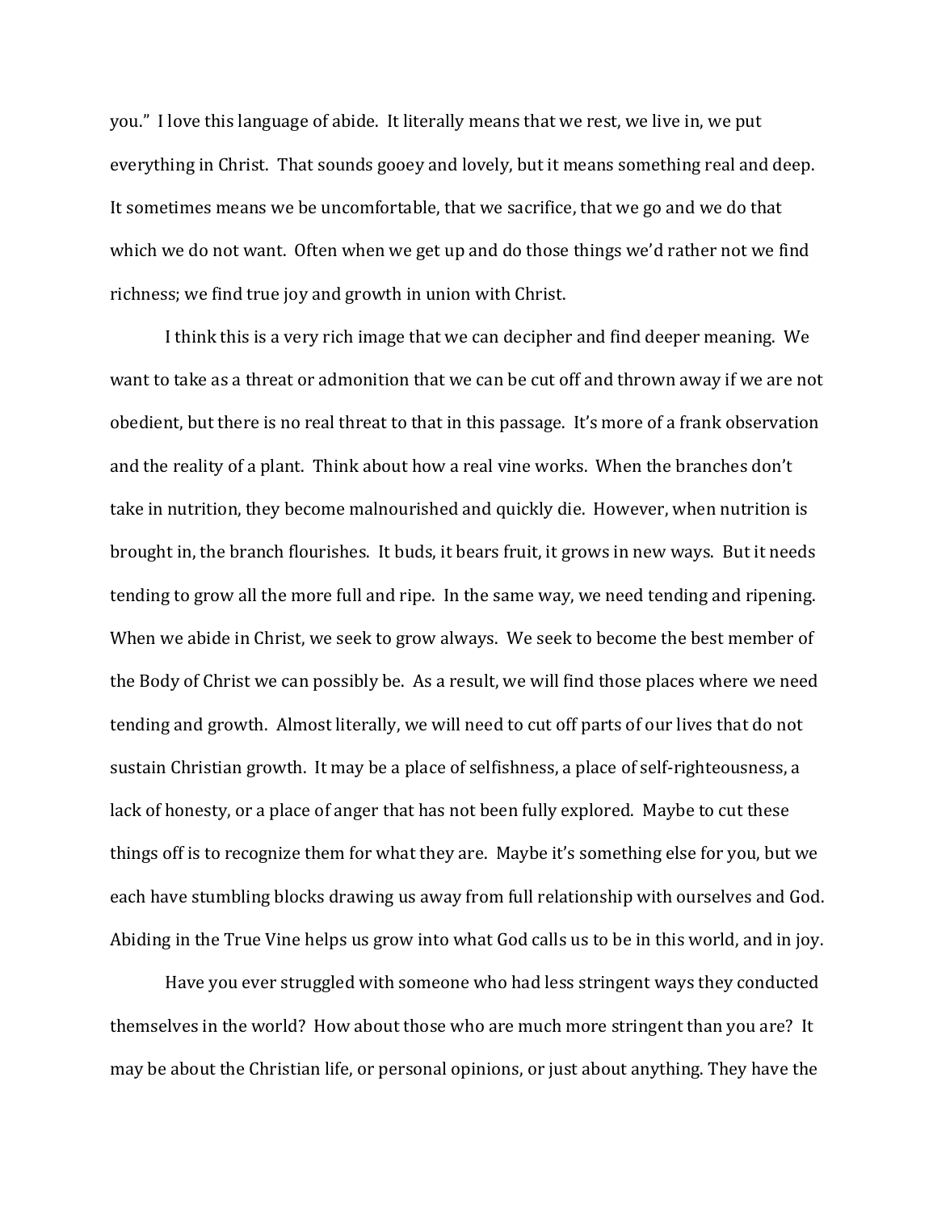you." I love this language of abide. It literally means that we rest, we live in, we put everything in Christ. That sounds gooey and lovely, but it means something real and deep. It sometimes means we be uncomfortable, that we sacrifice, that we go and we do that which we do not want. Often when we get up and do those things we'd rather not we find richness; we find true joy and growth in union with Christ.

I think this is a very rich image that we can decipher and find deeper meaning. We want to take as a threat or admonition that we can be cut off and thrown away if we are not obedient, but there is no real threat to that in this passage. It's more of a frank observation and the reality of a plant. Think about how a real vine works. When the branches don't take in nutrition, they become malnourished and quickly die. However, when nutrition is brought in, the branch flourishes. It buds, it bears fruit, it grows in new ways. But it needs tending to grow all the more full and ripe. In the same way, we need tending and ripening. When we abide in Christ, we seek to grow always. We seek to become the best member of the Body of Christ we can possibly be. As a result, we will find those places where we need tending and growth. Almost literally, we will need to cut off parts of our lives that do not sustain Christian growth. It may be a place of selfishness, a place of self-righteousness, a lack of honesty, or a place of anger that has not been fully explored. Maybe to cut these things off is to recognize them for what they are. Maybe it's something else for you, but we each have stumbling blocks drawing us away from full relationship with ourselves and God. Abiding in the True Vine helps us grow into what God calls us to be in this world, and in joy.

Have you ever struggled with someone who had less stringent ways they conducted themselves in the world? How about those who are much more stringent than you are? It may be about the Christian life, or personal opinions, or just about anything. They have the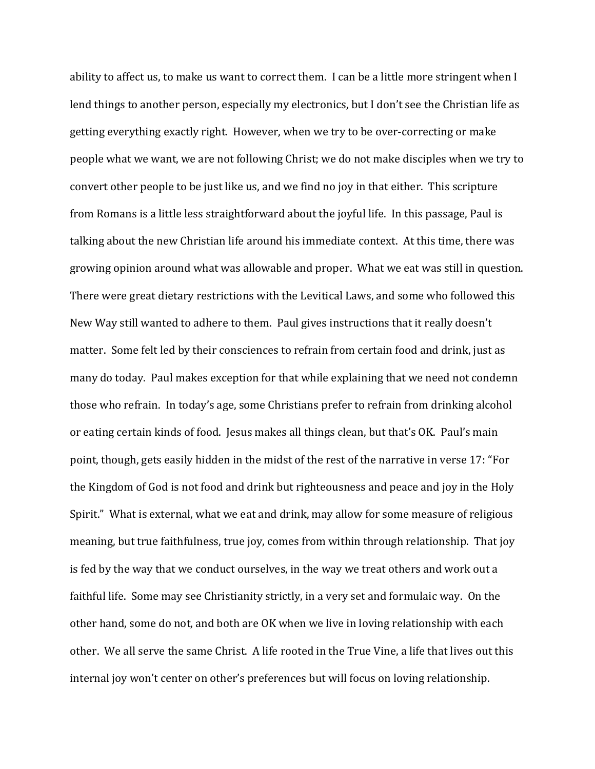ability to affect us, to make us want to correct them. I can be a little more stringent when I lend things to another person, especially my electronics, but I don't see the Christian life as getting everything exactly right. However, when we try to be over-correcting or make people what we want, we are not following Christ; we do not make disciples when we try to convert other people to be just like us, and we find no joy in that either. This scripture from Romans is a little less straightforward about the joyful life. In this passage, Paul is talking about the new Christian life around his immediate context. At this time, there was growing opinion around what was allowable and proper. What we eat was still in question. There were great dietary restrictions with the Levitical Laws, and some who followed this New Way still wanted to adhere to them. Paul gives instructions that it really doesn't matter. Some felt led by their consciences to refrain from certain food and drink, just as many do today. Paul makes exception for that while explaining that we need not condemn those who refrain. In today's age, some Christians prefer to refrain from drinking alcohol or eating certain kinds of food. Jesus makes all things clean, but that's OK. Paul's main point, though, gets easily hidden in the midst of the rest of the narrative in verse 17: "For the Kingdom of God is not food and drink but righteousness and peace and joy in the Holy Spirit." What is external, what we eat and drink, may allow for some measure of religious meaning, but true faithfulness, true joy, comes from within through relationship. That joy is fed by the way that we conduct ourselves, in the way we treat others and work out a faithful life. Some may see Christianity strictly, in a very set and formulaic way. On the other hand, some do not, and both are OK when we live in loving relationship with each other. We all serve the same Christ. A life rooted in the True Vine, a life that lives out this internal joy won't center on other's preferences but will focus on loving relationship.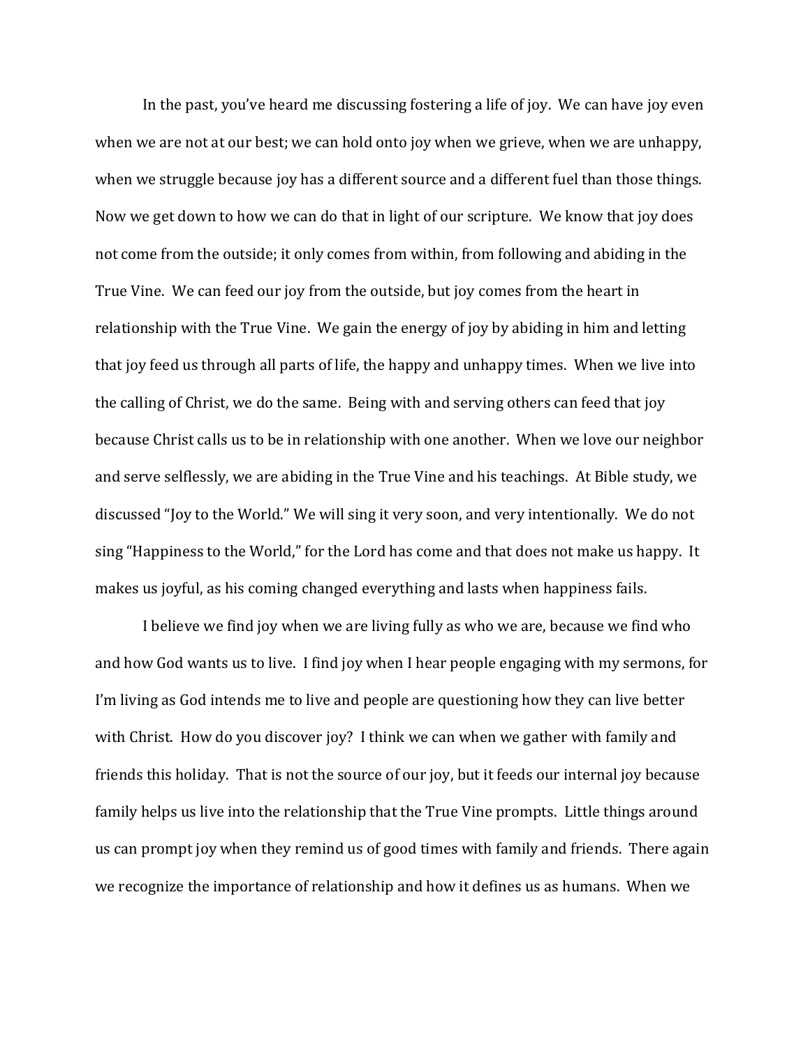In the past, you've heard me discussing fostering a life of joy. We can have joy even when we are not at our best; we can hold onto joy when we grieve, when we are unhappy, when we struggle because joy has a different source and a different fuel than those things. Now we get down to how we can do that in light of our scripture. We know that joy does not come from the outside; it only comes from within, from following and abiding in the True Vine. We can feed our joy from the outside, but joy comes from the heart in relationship with the True Vine. We gain the energy of joy by abiding in him and letting that joy feed us through all parts of life, the happy and unhappy times. When we live into the calling of Christ, we do the same. Being with and serving others can feed that joy because Christ calls us to be in relationship with one another. When we love our neighbor and serve selflessly, we are abiding in the True Vine and his teachings. At Bible study, we discussed "Joy to the World." We will sing it very soon, and very intentionally. We do not sing "Happiness to the World," for the Lord has come and that does not make us happy. It makes us joyful, as his coming changed everything and lasts when happiness fails.

I believe we find joy when we are living fully as who we are, because we find who and how God wants us to live. I find joy when I hear people engaging with my sermons, for I'm living as God intends me to live and people are questioning how they can live better with Christ. How do you discover joy? I think we can when we gather with family and friends this holiday. That is not the source of our joy, but it feeds our internal joy because family helps us live into the relationship that the True Vine prompts. Little things around us can prompt joy when they remind us of good times with family and friends. There again we recognize the importance of relationship and how it defines us as humans. When we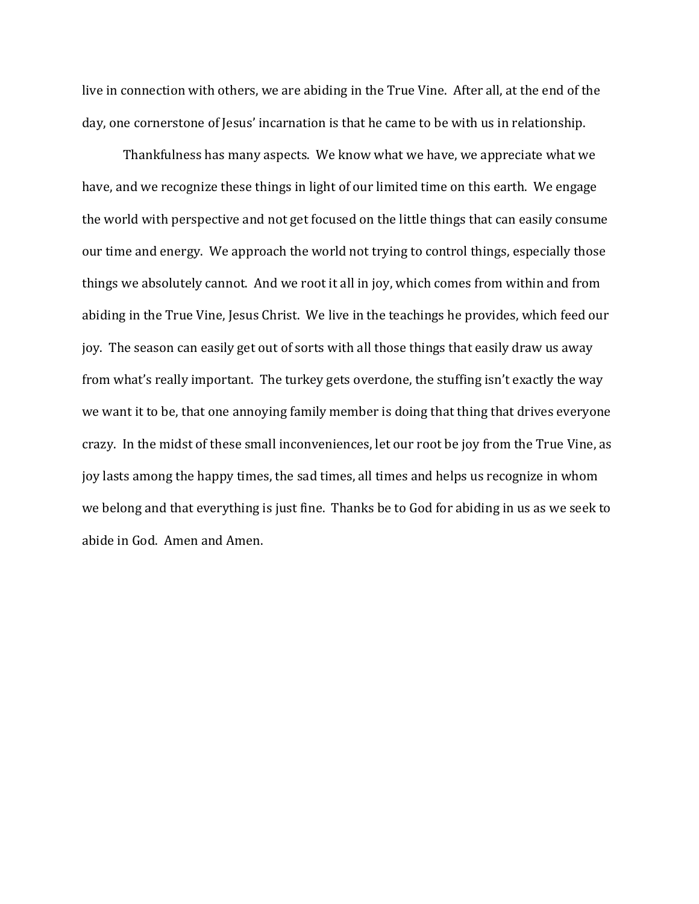live in connection with others, we are abiding in the True Vine. After all, at the end of the day, one cornerstone of Jesus' incarnation is that he came to be with us in relationship.

Thankfulness has many aspects. We know what we have, we appreciate what we have, and we recognize these things in light of our limited time on this earth. We engage the world with perspective and not get focused on the little things that can easily consume our time and energy. We approach the world not trying to control things, especially those things we absolutely cannot. And we root it all in joy, which comes from within and from abiding in the True Vine, Jesus Christ. We live in the teachings he provides, which feed our joy. The season can easily get out of sorts with all those things that easily draw us away from what's really important. The turkey gets overdone, the stuffing isn't exactly the way we want it to be, that one annoying family member is doing that thing that drives everyone crazy. In the midst of these small inconveniences, let our root be joy from the True Vine, as joy lasts among the happy times, the sad times, all times and helps us recognize in whom we belong and that everything is just fine. Thanks be to God for abiding in us as we seek to abide in God. Amen and Amen.